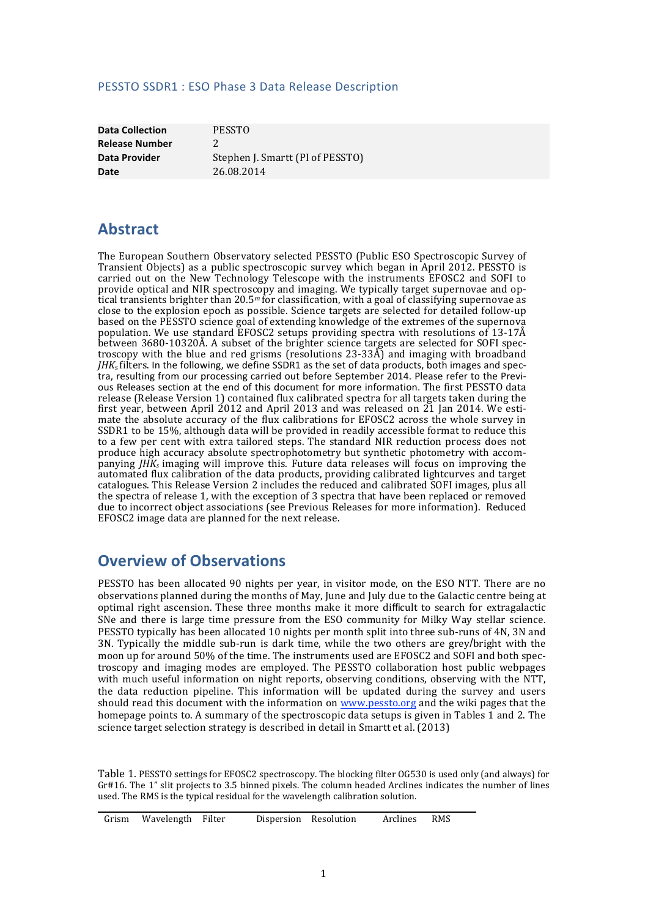PESSTO SSDR1 : ESO Phase 3 Data Release Description

| | |
|---|---|
| **Data Collection** | PESSTO |
| **Release Number** | 2 |
| **Data Provider** | Stephen J. Smartt (PI of PESSTO) |
| **Date** | 26.08.2014 |

## Abstract

The European Southern Observatory selected PESSTO (Public ESO Spectroscopic Survey of Transient Objects) as a public spectroscopic survey which began in April 2012. PESSTO is carried out on the New Technology Telescope with the instruments EFOSC2 and SOFI to provide optical and NIR spectroscopy and imaging. We typically target supernovae and optical transients brighter than $20.5^m$ for classification, with a goal of classifying supernovae as close to the explosion epoch as possible. Science targets are selected for detailed follow-up based on the PESSTO science goal of extending knowledge of the extremes of the supernova population. We use standard EFOSC2 setups providing spectra with resolutions of 13-17Å between 3680-10320Å. A subset of the brighter science targets are selected for SOFI spectroscopy with the blue and red grisms (resolutions 23-33Å) and imaging with broadband $JHK_s$ filters. In the following, we define SSDR1 as the set of data products, both images and spectra, resulting from our processing carried out before September 2014. Please refer to the Previous Releases section at the end of this document for more information. The first PESSTO data release (Release Version 1) contained flux calibrated spectra for all targets taken during the first year, between April 2012 and April 2013 and was released on 21 Jan 2014. We estimate the absolute accuracy of the flux calibrations for EFOSC2 across the whole survey in SSDR1 to be 15%, although data will be provided in readily accessible format to reduce this to a few per cent with extra tailored steps. The standard NIR reduction process does not produce high accuracy absolute spectrophotometry but synthetic photometry with accompanying $JHK_s$ imaging will improve this. Future data releases will focus on improving the automated flux calibration of the data products, providing calibrated lightcurves and target catalogues. This Release Version 2 includes the reduced and calibrated SOFI images, plus all the spectra of release 1, with the exception of 3 spectra that have been replaced or removed due to incorrect object associations (see Previous Releases for more information). Reduced EFOSC2 image data are planned for the next release.

## Overview of Observations

PESSTO has been allocated 90 nights per year, in visitor mode, on the ESO NTT. There are no observations planned during the months of May, June and July due to the Galactic centre being at optimal right ascension. These three months make it more difficult to search for extragalactic SNe and there is large time pressure from the ESO community for Milky Way stellar science. PESSTO typically has been allocated 10 nights per month split into three sub-runs of 4N, 3N and 3N. Typically the middle sub-run is dark time, while the two others are grey/bright with the moon up for around 50% of the time. The instruments used are EFOSC2 and SOFI and both spectroscopy and imaging modes are employed. The PESSTO collaboration host public webpages with much useful information on night reports, observing conditions, observing with the NTT, the data reduction pipeline. This information will be updated during the survey and users should read this document with the information on www.pessto.org and the wiki pages that the homepage points to. A summary of the spectroscopic data setups is given in Tables 1 and 2. The science target selection strategy is described in detail in Smartt et al. (2013)

Table 1. PESSTO settings for EFOSC2 spectroscopy. The blocking filter OG530 is used only (and always) for Gr#16. The 1" slit projects to 3.5 binned pixels. The column headed Arclines indicates the number of lines used. The RMS is the typical residual for the wavelength calibration solution.

| Grism | Wavelength | Filter | Dispersion | Resolution | Arclines | RMS |
|---|---|---|---|---|---|---|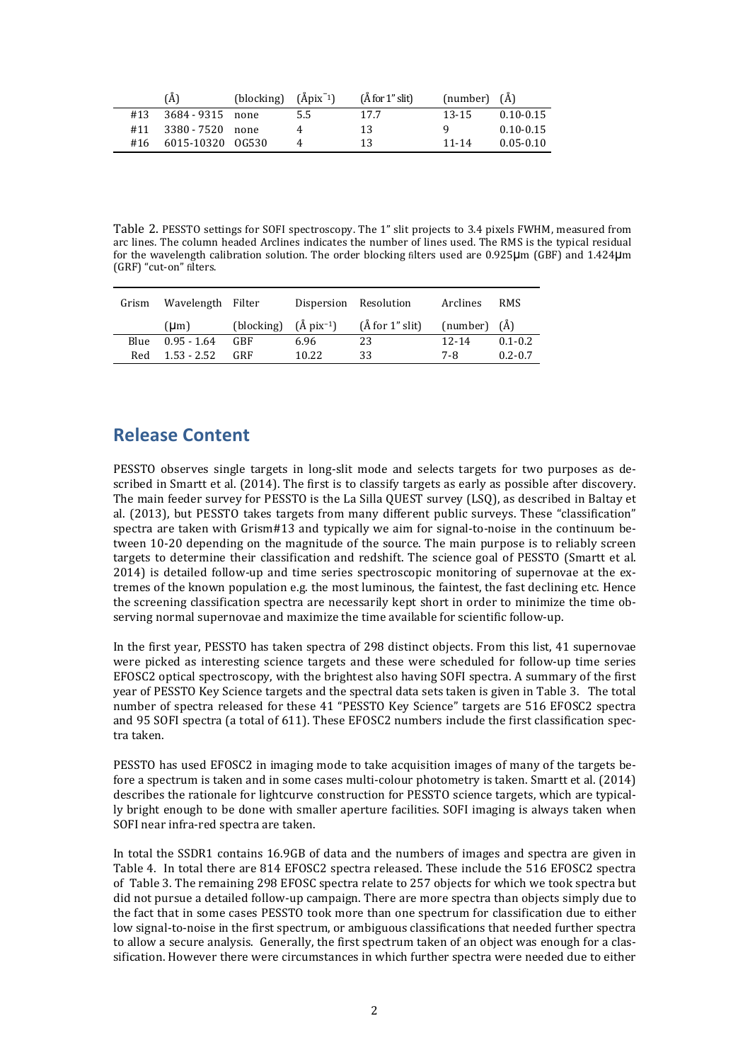| | (Å) | (blocking) | (Åpix$^{-1}$) | (Å for 1" slit) | (number) | (Å) |
|---|---|---|---|---|---|---|
| #13 | 3684 - 9315 | none | 5.5 | 17.7 | 13-15 | 0.10-0.15 |
| #11 | 3380 - 7520 | none | 4 | 13 | 9 | 0.10-0.15 |
| #16 | 6015-10320 | OG530 | 4 | 13 | 11-14 | 0.05-0.10 |

Table 2. PESSTO settings for SOFI spectroscopy. The 1" slit projects to 3.4 pixels FWHM, measured from arc lines. The column headed Arclines indicates the number of lines used. The RMS is the typical residual for the wavelength calibration solution. The order blocking filters used are 0.925μm (GBF) and 1.424μm (GRF) "cut-on" filters.

| Grism | Wavelength | Filter | Dispersion | Resolution | Arclines | RMS |
|---|---|---|---|---|---|---|
| | (μm) | (blocking) | (Å pix$^{-1}$) | (Å for 1" slit) | (number) | (Å) |
| Blue | 0.95 - 1.64 | GBF | 6.96 | 23 | 12-14 | 0.1-0.2 |
| Red | 1.53 - 2.52 | GRF | 10.22 | 33 | 7-8 | 0.2-0.7 |

## Release Content

PESSTO observes single targets in long-slit mode and selects targets for two purposes as described in Smartt et al. (2014). The first is to classify targets as early as possible after discovery. The main feeder survey for PESSTO is the La Silla QUEST survey (LSQ), as described in Baltay et al. (2013), but PESSTO takes targets from many different public surveys. These "classification" spectra are taken with Grism#13 and typically we aim for signal-to-noise in the continuum between 10-20 depending on the magnitude of the source. The main purpose is to reliably screen targets to determine their classification and redshift. The science goal of PESSTO (Smartt et al. 2014) is detailed follow-up and time series spectroscopic monitoring of supernovae at the extremes of the known population e.g. the most luminous, the faintest, the fast declining etc. Hence the screening classification spectra are necessarily kept short in order to minimize the time observing normal supernovae and maximize the time available for scientific follow-up.

In the first year, PESSTO has taken spectra of 298 distinct objects. From this list, 41 supernovae were picked as interesting science targets and these were scheduled for follow-up time series EFOSC2 optical spectroscopy, with the brightest also having SOFI spectra. A summary of the first year of PESSTO Key Science targets and the spectral data sets taken is given in Table 3. The total number of spectra released for these 41 "PESSTO Key Science" targets are 516 EFOSC2 spectra and 95 SOFI spectra (a total of 611). These EFOSC2 numbers include the first classification spectra taken.

PESSTO has used EFOSC2 in imaging mode to take acquisition images of many of the targets before a spectrum is taken and in some cases multi-colour photometry is taken. Smartt et al. (2014) describes the rationale for lightcurve construction for PESSTO science targets, which are typically bright enough to be done with smaller aperture facilities. SOFI imaging is always taken when SOFI near infra-red spectra are taken.

In total the SSDR1 contains 16.9GB of data and the numbers of images and spectra are given in Table 4. In total there are 814 EFOSC2 spectra released. These include the 516 EFOSC2 spectra of Table 3. The remaining 298 EFOSC spectra relate to 257 objects for which we took spectra but did not pursue a detailed follow-up campaign. There are more spectra than objects simply due to the fact that in some cases PESSTO took more than one spectrum for classification due to either low signal-to-noise in the first spectrum, or ambiguous classifications that needed further spectra to allow a secure analysis. Generally, the first spectrum taken of an object was enough for a classification. However there were circumstances in which further spectra were needed due to either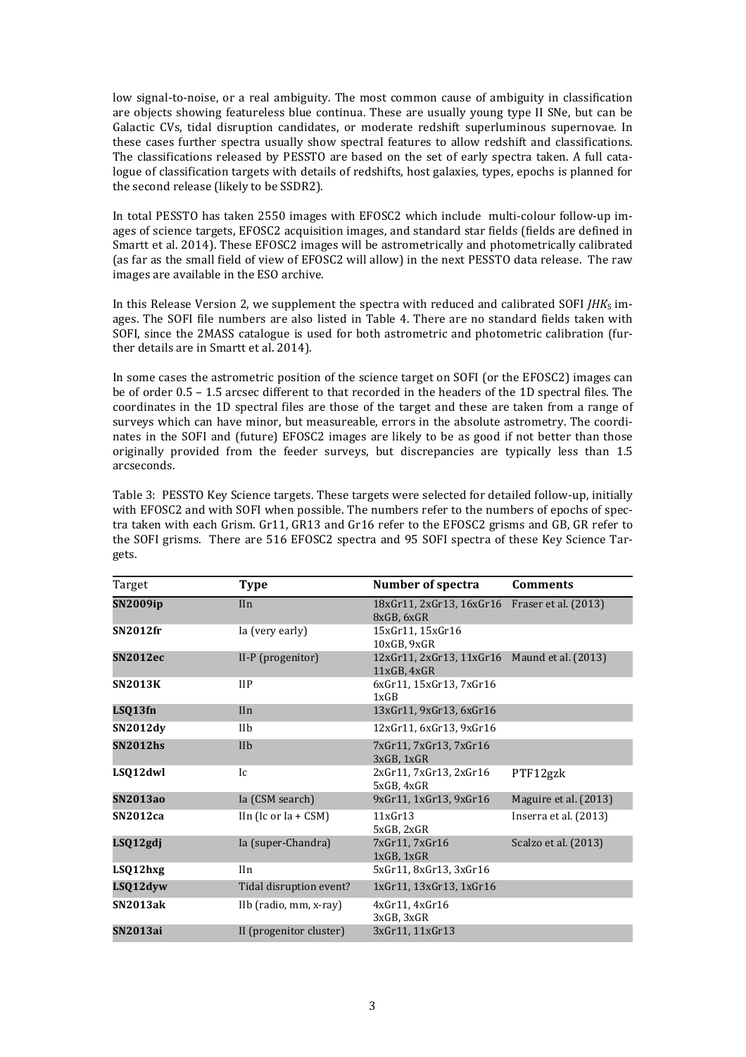low signal-to-noise, or a real ambiguity. The most common cause of ambiguity in classification are objects showing featureless blue continua. These are usually young type II SNe, but can be Galactic CVs, tidal disruption candidates, or moderate redshift superluminous supernovae. In these cases further spectra usually show spectral features to allow redshift and classifications. The classifications released by PESSTO are based on the set of early spectra taken. A full catalogue of classification targets with details of redshifts, host galaxies, types, epochs is planned for the second release (likely to be SSDR2).

In total PESSTO has taken 2550 images with EFOSC2 which include multi-colour follow-up images of science targets, EFOSC2 acquisition images, and standard star fields (fields are defined in Smartt et al. 2014). These EFOSC2 images will be astrometrically and photometrically calibrated (as far as the small field of view of EFOSC2 will allow) in the next PESSTO data release. The raw images are available in the ESO archive.

In this Release Version 2, we supplement the spectra with reduced and calibrated SOFI $JHK_S$ images. The SOFI file numbers are also listed in Table 4. There are no standard fields taken with SOFI, since the 2MASS catalogue is used for both astrometric and photometric calibration (further details are in Smartt et al. 2014).

In some cases the astrometric position of the science target on SOFI (or the EFOSC2) images can be of order 0.5 – 1.5 arcsec different to that recorded in the headers of the 1D spectral files. The coordinates in the 1D spectral files are those of the target and these are taken from a range of surveys which can have minor, but measureable, errors in the absolute astrometry. The coordinates in the SOFI and (future) EFOSC2 images are likely to be as good if not better than those originally provided from the feeder surveys, but discrepancies are typically less than 1.5 arcseconds.

Table 3: PESSTO Key Science targets. These targets were selected for detailed follow-up, initially with EFOSC2 and with SOFI when possible. The numbers refer to the numbers of epochs of spectra taken with each Grism. Gr11, GR13 and Gr16 refer to the EFOSC2 grisms and GB, GR refer to the SOFI grisms. There are 516 EFOSC2 spectra and 95 SOFI spectra of these Key Science Targets.

| Target | Type | Number of spectra | Comments |
|---|---|---|---|
| **SN2009ip** | IIn | 18xGr11, 2xGr13, 16xGr16 8xGB, 6xGR | Fraser et al. (2013) |
| **SN2012fr** | Ia (very early) | 15xGr11, 15xGr16 10xGB, 9xGR | |
| **SN2012ec** | II-P (progenitor) | 12xGr11, 2xGr13, 11xGr16 11xGB, 4xGR | Maund et al. (2013) |
| **SN2013K** | IIP | 6xGr11, 15xGr13, 7xGr16 1xGB | |
| **LSQ13fn** | IIn | 13xGr11, 9xGr13, 6xGr16 | |
| **SN2012dy** | IIb | 12xGr11, 6xGr13, 9xGr16 | |
| **SN2012hs** | IIb | 7xGr11, 7xGr13, 7xGr16 3xGB, 1xGR | |
| **LSQ12dwl** | Ic | 2xGr11, 7xGr13, 2xGr16 5xGB, 4xGR | PTF12gzk |
| **SN2013ao** | Ia (CSM search) | 9xGr11, 1xGr13, 9xGr16 | Maguire et al. (2013) |
| **SN2012ca** | IIn (Ic or Ia + CSM) | 11xGr13 5xGB, 2xGR | Inserra et al. (2013) |
| **LSQ12gdj** | Ia (super-Chandra) | 7xGr11, 7xGr16 1xGB, 1xGR | Scalzo et al. (2013) |
| **LSQ12hxg** | IIn | 5xGr11, 8xGr13, 3xGr16 | |
| **LSQ12dyw** | Tidal disruption event? | 1xGr11, 13xGr13, 1xGr16 | |
| **SN2013ak** | IIb (radio, mm, x-ray) | 4xGr11, 4xGr16 3xGB, 3xGR | |
| **SN2013ai** | II (progenitor cluster) | 3xGr11, 11xGr13 | |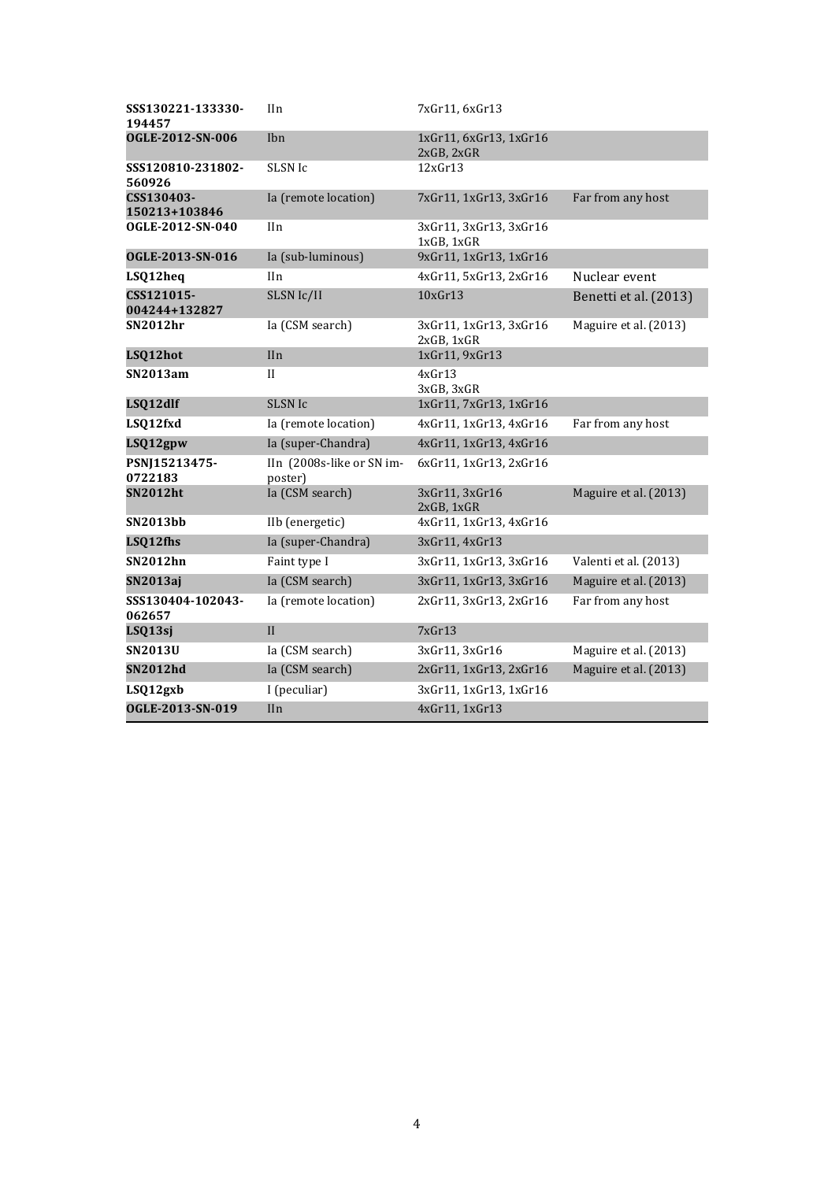| | | | |
|---|---|---|---|
| **SSS130221-133330-194457** | IIn | 7xGr11, 6xGr13 | |
| **OGLE-2012-SN-006** | Ibn | 1xGr11, 6xGr13, 1xGr16 2xGB, 2xGR | |
| **SSS120810-231802-560926** | SLSN Ic | 12xGr13 | |
| **CSS130403-150213+103846** | Ia (remote location) | 7xGr11, 1xGr13, 3xGr16 | Far from any host |
| **OGLE-2012-SN-040** | IIn | 3xGr11, 3xGr13, 3xGr16 1xGB, 1xGR | |
| **OGLE-2013-SN-016** | Ia (sub-luminous) | 9xGr11, 1xGr13, 1xGr16 | |
| **LSQ12heq** | IIn | 4xGr11, 5xGr13, 2xGr16 | Nuclear event |
| **CSS121015-004244+132827** | SLSN Ic/II | 10xGr13 | Benetti et al. (2013) |
| **SN2012hr** | Ia (CSM search) | 3xGr11, 1xGr13, 3xGr16 2xGB, 1xGR | Maguire et al. (2013) |
| **LSQ12hot** | IIn | 1xGr11, 9xGr13 | |
| **SN2013am** | II | 4xGr13 3xGB, 3xGR | |
| **LSQ12dlf** | SLSN Ic | 1xGr11, 7xGr13, 1xGr16 | |
| **LSQ12fxd** | Ia (remote location) | 4xGr11, 1xGr13, 4xGr16 | Far from any host |
| **LSQ12gpw** | Ia (super-Chandra) | 4xGr11, 1xGr13, 4xGr16 | |
| **PSNJ15213475-0722183** | IIn (2008s-like or SN imposter) | 6xGr11, 1xGr13, 2xGr16 | |
| **SN2012ht** | Ia (CSM search) | 3xGr11, 3xGr16 2xGB, 1xGR | Maguire et al. (2013) |
| **SN2013bb** | IIb (energetic) | 4xGr11, 1xGr13, 4xGr16 | |
| **LSQ12fhs** | Ia (super-Chandra) | 3xGr11, 4xGr13 | |
| **SN2012hn** | Faint type I | 3xGr11, 1xGr13, 3xGr16 | Valenti et al. (2013) |
| **SN2013aj** | Ia (CSM search) | 3xGr11, 1xGr13, 3xGr16 | Maguire et al. (2013) |
| **SSS130404-102043-062657** | Ia (remote location) | 2xGr11, 3xGr13, 2xGr16 | Far from any host |
| **LSQ13sj** | II | 7xGr13 | |
| **SN2013U** | Ia (CSM search) | 3xGr11, 3xGr16 | Maguire et al. (2013) |
| **SN2012hd** | Ia (CSM search) | 2xGr11, 1xGr13, 2xGr16 | Maguire et al. (2013) |
| **LSQ12gxb** | I (peculiar) | 3xGr11, 1xGr13, 1xGr16 | |
| **OGLE-2013-SN-019** | IIn | 4xGr11, 1xGr13 | |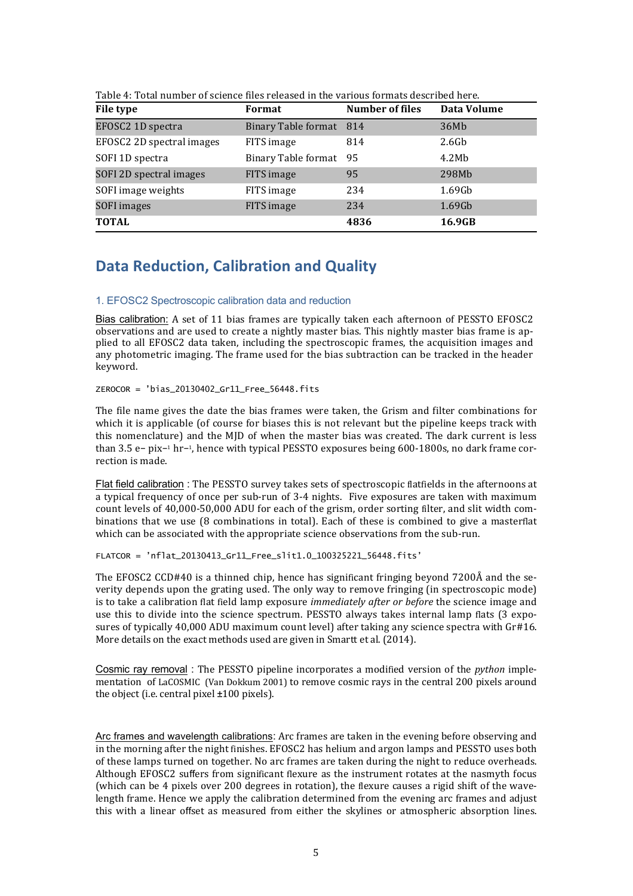Table 4: Total number of science files released in the various formats described here.

| File type | Format | Number of files | Data Volume |
|---|---|---|---|
| EFOSC2 1D spectra | Binary Table format | 814 | 36Mb |
| EFOSC2 2D spectral images | FITS image | 814 | 2.6Gb |
| SOFI 1D spectra | Binary Table format | 95 | 4.2Mb |
| SOFI 2D spectral images | FITS image | 95 | 298Mb |
| SOFI image weights | FITS image | 234 | 1.69Gb |
| SOFI images | FITS image | 234 | 1.69Gb |
| **TOTAL** | | **4836** | **16.9GB** |

## Data Reduction, Calibration and Quality

### 1. EFOSC2 Spectroscopic calibration data and reduction

Bias calibration: A set of 11 bias frames are typically taken each afternoon of PESSTO EFOSC2 observations and are used to create a nightly master bias. This nightly master bias frame is applied to all EFOSC2 data taken, including the spectroscopic frames, the acquisition images and any photometric imaging. The frame used for the bias subtraction can be tracked in the header keyword.

```
ZEROCOR = 'bias_20130402_Gr11_Free_56448.fits
```

The file name gives the date the bias frames were taken, the Grism and filter combinations for which it is applicable (of course for biases this is not relevant but the pipeline keeps track with this nomenclature) and the MJD of when the master bias was created. The dark current is less than 3.5 e− pix−1 hr−1, hence with typical PESSTO exposures being 600-1800s, no dark frame correction is made.

Flat field calibration : The PESSTO survey takes sets of spectroscopic flatfields in the afternoons at a typical frequency of once per sub-run of 3-4 nights. Five exposures are taken with maximum count levels of 40,000-50,000 ADU for each of the grism, order sorting filter, and slit width combinations that we use (8 combinations in total). Each of these is combined to give a masterflat which can be associated with the appropriate science observations from the sub-run.

```
FLATCOR = 'nflat_20130413_Gr11_Free_slit1.0_100325221_56448.fits'
```

The EFOSC2 CCD#40 is a thinned chip, hence has significant fringing beyond 7200Å and the severity depends upon the grating used. The only way to remove fringing (in spectroscopic mode) is to take a calibration flat field lamp exposure *immediately after or before* the science image and use this to divide into the science spectrum. PESSTO always takes internal lamp flats (3 exposures of typically 40,000 ADU maximum count level) after taking any science spectra with Gr#16. More details on the exact methods used are given in Smartt et al. (2014).

Cosmic ray removal : The PESSTO pipeline incorporates a modified version of the *python* implementation of LaCOSMIC (Van Dokkum 2001) to remove cosmic rays in the central 200 pixels around the object (i.e. central pixel ±100 pixels).

Arc frames and wavelength calibrations: Arc frames are taken in the evening before observing and in the morning after the night finishes. EFOSC2 has helium and argon lamps and PESSTO uses both of these lamps turned on together. No arc frames are taken during the night to reduce overheads. Although EFOSC2 suffers from significant flexure as the instrument rotates at the nasmyth focus (which can be 4 pixels over 200 degrees in rotation), the flexure causes a rigid shift of the wavelength frame. Hence we apply the calibration determined from the evening arc frames and adjust this with a linear offset as measured from either the skylines or atmospheric absorption lines.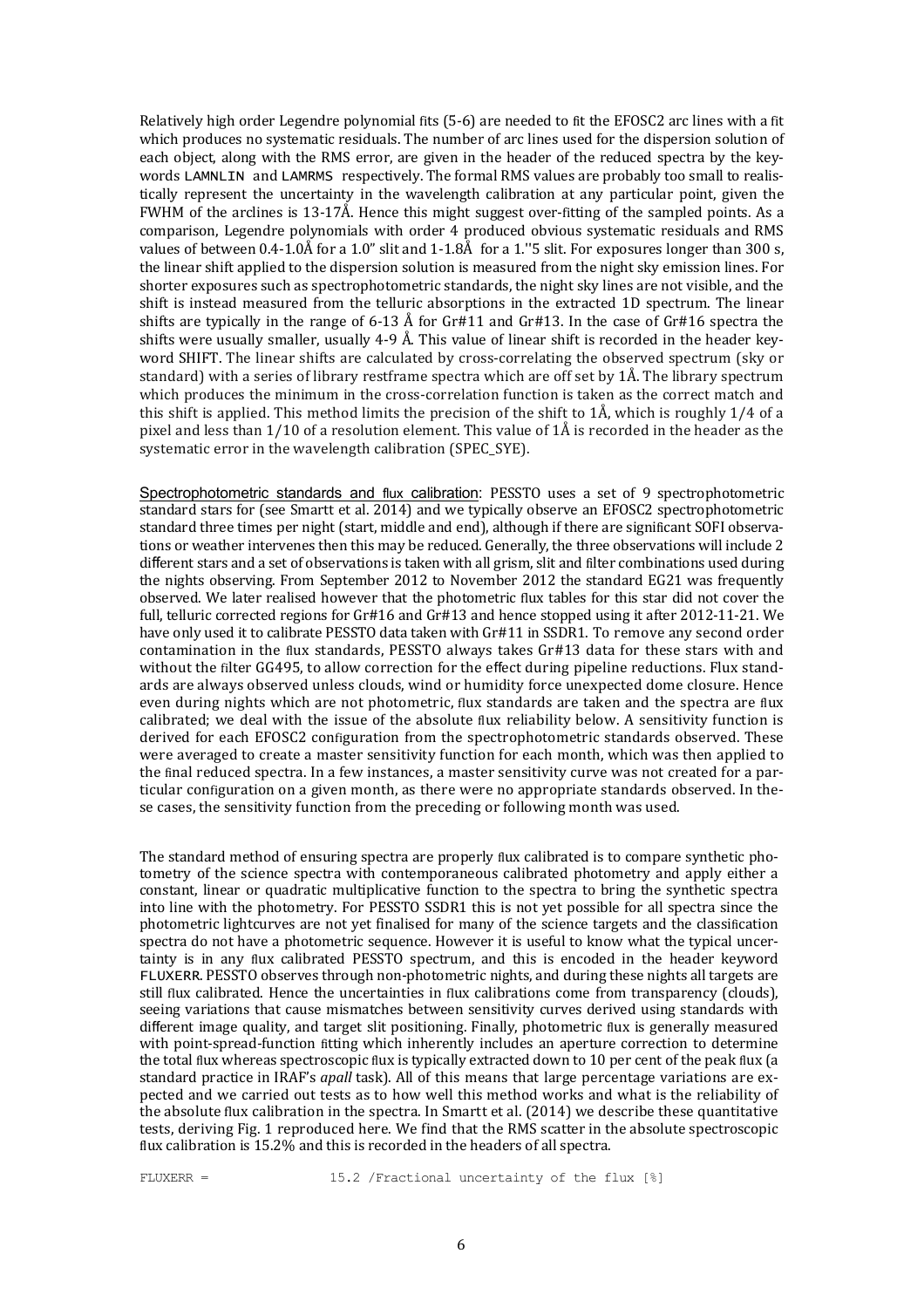Relatively high order Legendre polynomial fits (5-6) are needed to fit the EFOSC2 arc lines with a fit which produces no systematic residuals. The number of arc lines used for the dispersion solution of each object, along with the RMS error, are given in the header of the reduced spectra by the keywords LAMNLIN and LAMRMS respectively. The formal RMS values are probably too small to realistically represent the uncertainty in the wavelength calibration at any particular point, given the FWHM of the arclines is 13-17Å. Hence this might suggest over-fitting of the sampled points. As a comparison, Legendre polynomials with order 4 produced obvious systematic residuals and RMS values of between 0.4-1.0Å for a 1.0" slit and 1-1.8Å for a 1.''5 slit. For exposures longer than 300 s, the linear shift applied to the dispersion solution is measured from the night sky emission lines. For shorter exposures such as spectrophotometric standards, the night sky lines are not visible, and the shift is instead measured from the telluric absorptions in the extracted 1D spectrum. The linear shifts are typically in the range of 6-13 Å for Gr#11 and Gr#13. In the case of Gr#16 spectra the shifts were usually smaller, usually 4-9 Å. This value of linear shift is recorded in the header keyword SHIFT. The linear shifts are calculated by cross-correlating the observed spectrum (sky or standard) with a series of library restframe spectra which are off set by 1Å. The library spectrum which produces the minimum in the cross-correlation function is taken as the correct match and this shift is applied. This method limits the precision of the shift to 1Å, which is roughly 1/4 of a pixel and less than 1/10 of a resolution element. This value of 1Å is recorded in the header as the systematic error in the wavelength calibration (SPEC_SYE).

Spectrophotometric standards and flux calibration: PESSTO uses a set of 9 spectrophotometric standard stars for (see Smartt et al. 2014) and we typically observe an EFOSC2 spectrophotometric standard three times per night (start, middle and end), although if there are significant SOFI observations or weather intervenes then this may be reduced. Generally, the three observations will include 2 different stars and a set of observations is taken with all grism, slit and filter combinations used during the nights observing. From September 2012 to November 2012 the standard EG21 was frequently observed. We later realised however that the photometric flux tables for this star did not cover the full, telluric corrected regions for Gr#16 and Gr#13 and hence stopped using it after 2012-11-21. We have only used it to calibrate PESSTO data taken with Gr#11 in SSDR1. To remove any second order contamination in the flux standards, PESSTO always takes Gr#13 data for these stars with and without the filter GG495, to allow correction for the effect during pipeline reductions. Flux standards are always observed unless clouds, wind or humidity force unexpected dome closure. Hence even during nights which are not photometric, flux standards are taken and the spectra are flux calibrated; we deal with the issue of the absolute flux reliability below. A sensitivity function is derived for each EFOSC2 configuration from the spectrophotometric standards observed. These were averaged to create a master sensitivity function for each month, which was then applied to the final reduced spectra. In a few instances, a master sensitivity curve was not created for a particular configuration on a given month, as there were no appropriate standards observed. In these cases, the sensitivity function from the preceding or following month was used.

The standard method of ensuring spectra are properly flux calibrated is to compare synthetic photometry of the science spectra with contemporaneous calibrated photometry and apply either a constant, linear or quadratic multiplicative function to the spectra to bring the synthetic spectra into line with the photometry. For PESSTO SSDR1 this is not yet possible for all spectra since the photometric lightcurves are not yet finalised for many of the science targets and the classification spectra do not have a photometric sequence. However it is useful to know what the typical uncertainty is in any flux calibrated PESSTO spectrum, and this is encoded in the header keyword FLUXERR. PESSTO observes through non-photometric nights, and during these nights all targets are still flux calibrated. Hence the uncertainties in flux calibrations come from transparency (clouds), seeing variations that cause mismatches between sensitivity curves derived using standards with different image quality, and target slit positioning. Finally, photometric flux is generally measured with point-spread-function fitting which inherently includes an aperture correction to determine the total flux whereas spectroscopic flux is typically extracted down to 10 per cent of the peak flux (a standard practice in IRAF's *apall* task). All of this means that large percentage variations are expected and we carried out tests as to how well this method works and what is the reliability of the absolute flux calibration in the spectra. In Smartt et al. (2014) we describe these quantitative tests, deriving Fig. 1 reproduced here. We find that the RMS scatter in the absolute spectroscopic flux calibration is 15.2% and this is recorded in the headers of all spectra.

```
FLUXERR =                15.2 /Fractional uncertainty of the flux [%]
```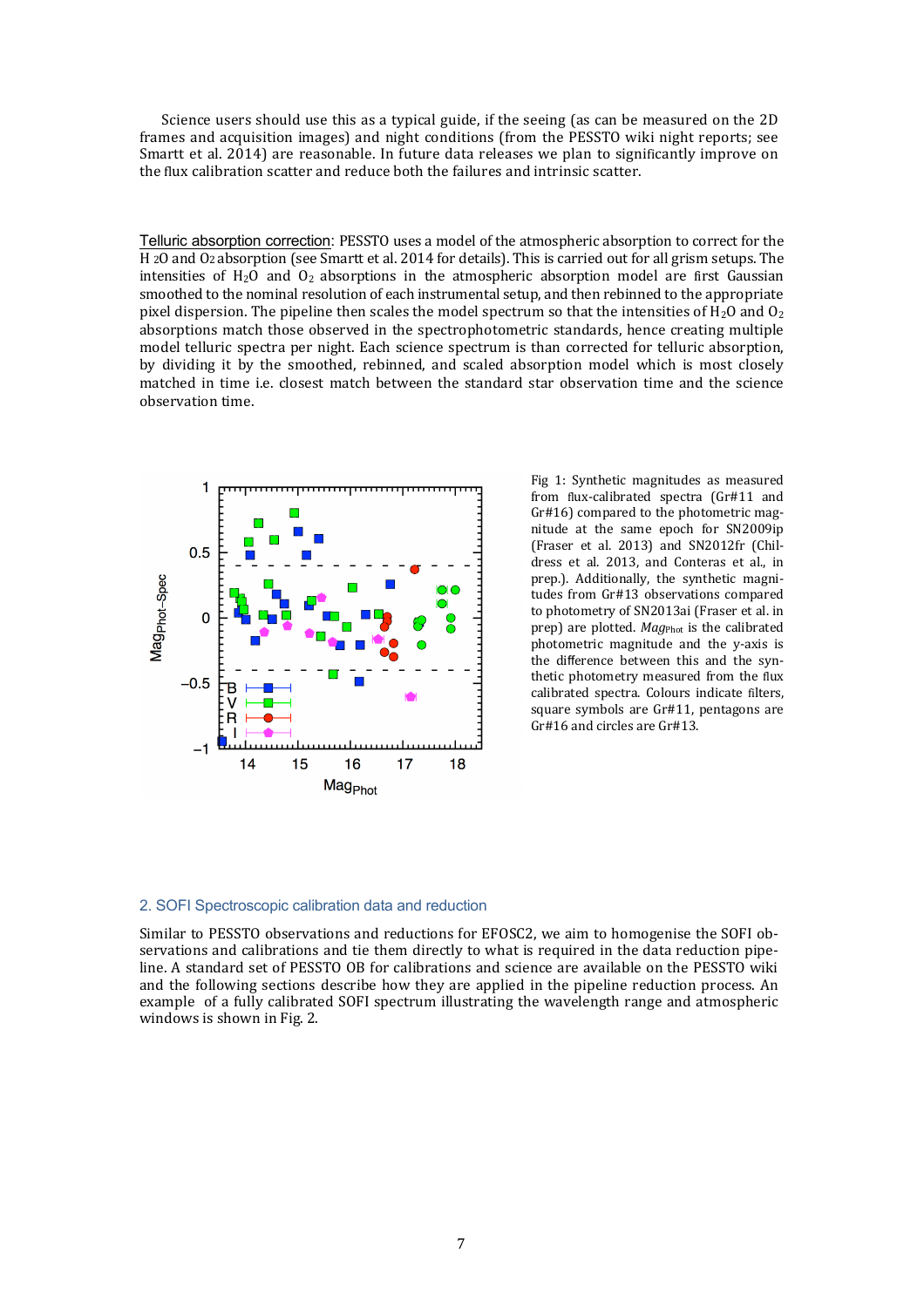Science users should use this as a typical guide, if the seeing (as can be measured on the 2D frames and acquisition images) and night conditions (from the PESSTO wiki night reports; see Smartt et al. 2014) are reasonable. In future data releases we plan to significantly improve on the flux calibration scatter and reduce both the failures and intrinsic scatter.

Telluric absorption correction: PESSTO uses a model of the atmospheric absorption to correct for the $H_2O$ and $O_2$ absorption (see Smartt et al. 2014 for details). This is carried out for all grism setups. The intensities of $H_2O$ and $O_2$ absorptions in the atmospheric absorption model are first Gaussian smoothed to the nominal resolution of each instrumental setup, and then rebinned to the appropriate pixel dispersion. The pipeline then scales the model spectrum so that the intensities of $H_2O$ and $O_2$ absorptions match those observed in the spectrophotometric standards, hence creating multiple model telluric spectra per night. Each science spectrum is than corrected for telluric absorption, by dividing it by the smoothed, rebinned, and scaled absorption model which is most closely matched in time i.e. closest match between the standard star observation time and the science observation time.

Fig 1: Synthetic magnitudes as measured from flux-calibrated spectra (Gr#11 and Gr#16) compared to the photometric magnitude at the same epoch for SN2009ip (Fraser et al. 2013) and SN2012fr (Childress et al. 2013, and Conteras et al., in prep.). Additionally, the synthetic magnitudes from Gr#13 observations compared to photometry of SN2013ai (Fraser et al. in prep) are plotted. $Mag_{Phot}$ is the calibrated photometric magnitude and the y-axis is the difference between this and the synthetic photometry measured from the flux calibrated spectra. Colours indicate filters, square symbols are Gr#11, pentagons are Gr#16 and circles are Gr#13.

## 2. SOFI Spectroscopic calibration data and reduction

Similar to PESSTO observations and reductions for EFOSC2, we aim to homogenise the SOFI observations and calibrations and tie them directly to what is required in the data reduction pipeline. A standard set of PESSTO OB for calibrations and science are available on the PESSTO wiki and the following sections describe how they are applied in the pipeline reduction process. An example of a fully calibrated SOFI spectrum illustrating the wavelength range and atmospheric windows is shown in Fig. 2.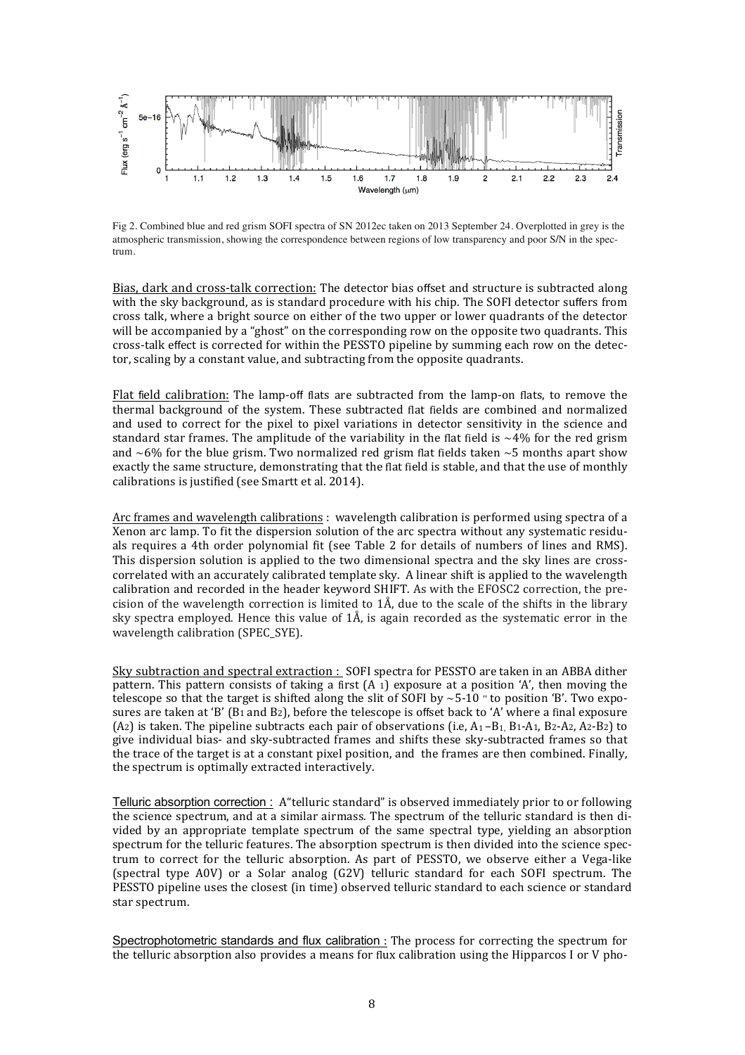Fig 2. Combined blue and red grism SOFI spectra of SN 2012ec taken on 2013 September 24. Overplotted in grey is the atmospheric transmission, showing the correspondence between regions of low transparency and poor S/N in the spectrum.

Bias, dark and cross-talk correction: The detector bias offset and structure is subtracted along with the sky background, as is standard procedure with his chip. The SOFI detector suffers from cross talk, where a bright source on either of the two upper or lower quadrants of the detector will be accompanied by a "ghost" on the corresponding row on the opposite two quadrants. This cross-talk effect is corrected for within the PESSTO pipeline by summing each row on the detector, scaling by a constant value, and subtracting from the opposite quadrants.

Flat field calibration: The lamp-off flats are subtracted from the lamp-on flats, to remove the thermal background of the system. These subtracted flat fields are combined and normalized and used to correct for the pixel to pixel variations in detector sensitivity in the science and standard star frames. The amplitude of the variability in the flat field is ~4% for the red grism and ~6% for the blue grism. Two normalized red grism flat fields taken ~5 months apart show exactly the same structure, demonstrating that the flat field is stable, and that the use of monthly calibrations is justified (see Smartt et al. 2014).

Arc frames and wavelength calibrations : wavelength calibration is performed using spectra of a Xenon arc lamp. To fit the dispersion solution of the arc spectra without any systematic residuals requires a 4th order polynomial fit (see Table 2 for details of numbers of lines and RMS). This dispersion solution is applied to the two dimensional spectra and the sky lines are cross-correlated with an accurately calibrated template sky. A linear shift is applied to the wavelength calibration and recorded in the header keyword SHIFT. As with the EFOSC2 correction, the precision of the wavelength correction is limited to 1Å, due to the scale of the shifts in the library sky spectra employed. Hence this value of 1Å, is again recorded as the systematic error in the wavelength calibration (SPEC_SYE).

Sky subtraction and spectral extraction : SOFI spectra for PESSTO are taken in an ABBA dither pattern. This pattern consists of taking a first ($A_1$) exposure at a position 'A', then moving the telescope so that the target is shifted along the slit of SOFI by ~5-10 " to position 'B'. Two exposures are taken at 'B' ($B_1$ and $B_2$), before the telescope is offset back to 'A' where a final exposure ($A_2$) is taken. The pipeline subtracts each pair of observations (i.e, $A_1-B_1$, $B_1-A_1$, $B_2-A_2$, $A_2-B_2$) to give individual bias- and sky-subtracted frames and shifts these sky-subtracted frames so that the trace of the target is at a constant pixel position, and the frames are then combined. Finally, the spectrum is optimally extracted interactively.

Telluric absorption correction : A"telluric standard" is observed immediately prior to or following the science spectrum, and at a similar airmass. The spectrum of the telluric standard is then divided by an appropriate template spectrum of the same spectral type, yielding an absorption spectrum for the telluric features. The absorption spectrum is then divided into the science spectrum to correct for the telluric absorption. As part of PESSTO, we observe either a Vega-like (spectral type A0V) or a Solar analog (G2V) telluric standard for each SOFI spectrum. The PESSTO pipeline uses the closest (in time) observed telluric standard to each science or standard star spectrum.

Spectrophotometric standards and flux calibration : The process for correcting the spectrum for the telluric absorption also provides a means for flux calibration using the Hipparcos I or V pho-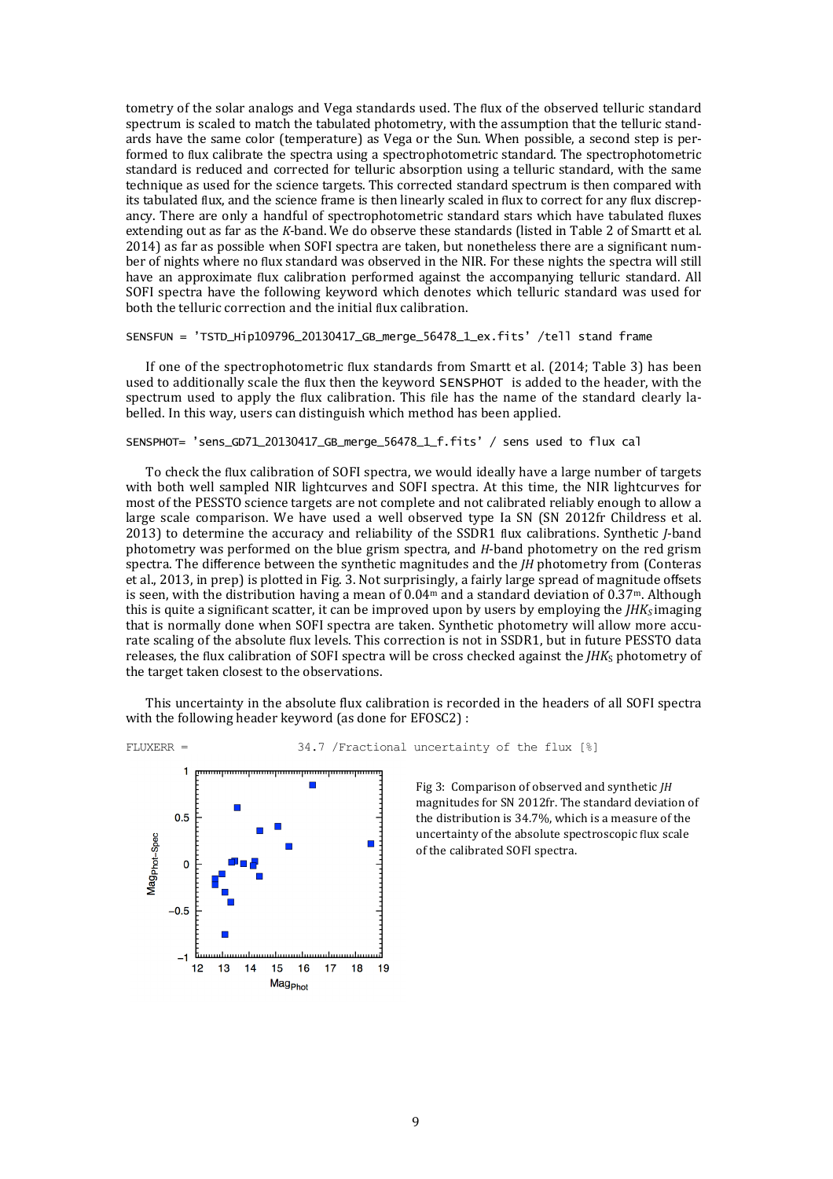tometry of the solar analogs and Vega standards used. The flux of the observed telluric standard spectrum is scaled to match the tabulated photometry, with the assumption that the telluric standards have the same color (temperature) as Vega or the Sun. When possible, a second step is performed to flux calibrate the spectra using a spectrophotometric standard. The spectrophotometric standard is reduced and corrected for telluric absorption using a telluric standard, with the same technique as used for the science targets. This corrected standard spectrum is then compared with its tabulated flux, and the science frame is then linearly scaled in flux to correct for any flux discrepancy. There are only a handful of spectrophotometric standard stars which have tabulated fluxes extending out as far as the *K*-band. We do observe these standards (listed in Table 2 of Smartt et al. 2014) as far as possible when SOFI spectra are taken, but nonetheless there are a significant number of nights where no flux standard was observed in the NIR. For these nights the spectra will still have an approximate flux calibration performed against the accompanying telluric standard. All SOFI spectra have the following keyword which denotes which telluric standard was used for both the telluric correction and the initial flux calibration.

```
SENSFUN = 'TSTD_Hip109796_20130417_GB_merge_56478_1_ex.fits' /tell stand frame
```

If one of the spectrophotometric flux standards from Smartt et al. (2014; Table 3) has been used to additionally scale the flux then the keyword SENSPHOT is added to the header, with the spectrum used to apply the flux calibration. This file has the name of the standard clearly labelled. In this way, users can distinguish which method has been applied.

```
SENSPHOT= 'sens_GD71_20130417_GB_merge_56478_1_f.fits' / sens used to flux cal
```

To check the flux calibration of SOFI spectra, we would ideally have a large number of targets with both well sampled NIR lightcurves and SOFI spectra. At this time, the NIR lightcurves for most of the PESSTO science targets are not complete and not calibrated reliably enough to allow a large scale comparison. We have used a well observed type Ia SN (SN 2012fr Childress et al. 2013) to determine the accuracy and reliability of the SSDR1 flux calibrations. Synthetic *J*-band photometry was performed on the blue grism spectra, and *H*-band photometry on the red grism spectra. The difference between the synthetic magnitudes and the *JH* photometry from (Conteras et al., 2013, in prep) is plotted in Fig. 3. Not surprisingly, a fairly large spread of magnitude offsets is seen, with the distribution having a mean of $0.04^{m}$ and a standard deviation of $0.37^{m}$. Although this is quite a significant scatter, it can be improved upon by users by employing the $JHK_S$ imaging that is normally done when SOFI spectra are taken. Synthetic photometry will allow more accurate scaling of the absolute flux levels. This correction is not in SSDR1, but in future PESSTO data releases, the flux calibration of SOFI spectra will be cross checked against the $JHK_S$ photometry of the target taken closest to the observations.

This uncertainty in the absolute flux calibration is recorded in the headers of all SOFI spectra with the following header keyword (as done for EFOSC2) :

```
FLUXERR =                    34.7 /Fractional uncertainty of the flux [%]
```

Fig 3: Comparison of observed and synthetic *JH* magnitudes for SN 2012fr. The standard deviation of the distribution is 34.7%, which is a measure of the uncertainty of the absolute spectroscopic flux scale of the calibrated SOFI spectra.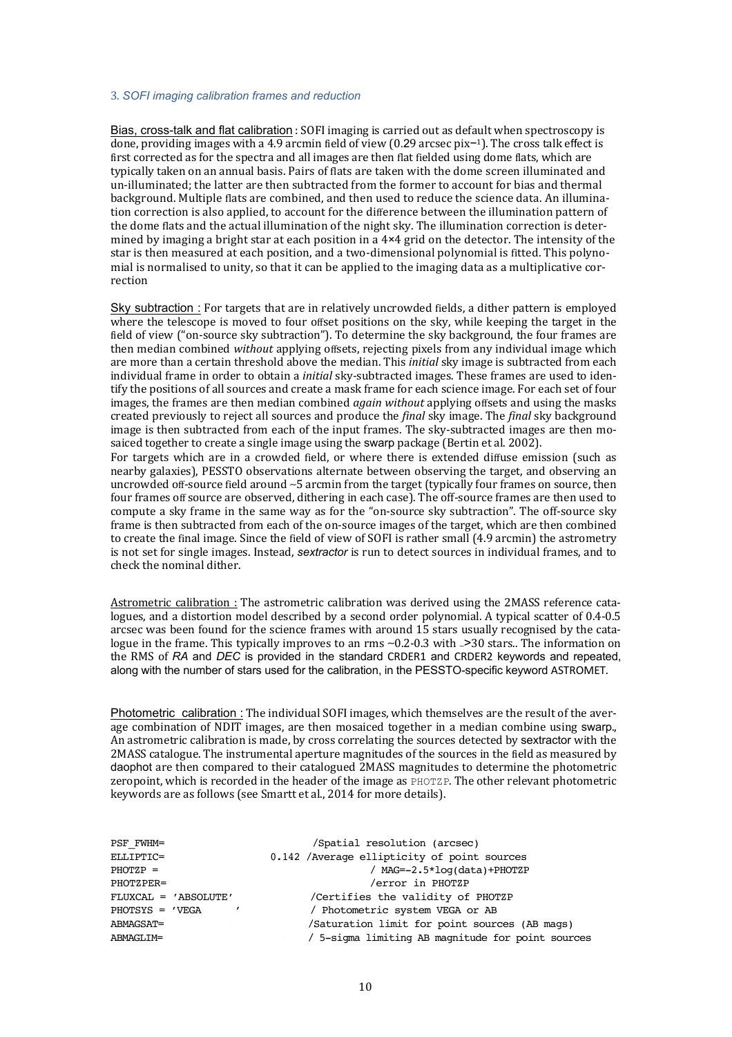### 3. *SOFI imaging calibration frames and reduction*

Bias, cross-talk and flat calibration : SOFI imaging is carried out as default when spectroscopy is done, providing images with a 4.9 arcmin field of view (0.29 arcsec pix$^{-1}$). The cross talk effect is first corrected as for the spectra and all images are then flat fielded using dome flats, which are typically taken on an annual basis. Pairs of flats are taken with the dome screen illuminated and un-illuminated; the latter are then subtracted from the former to account for bias and thermal background. Multiple flats are combined, and then used to reduce the science data. An illumination correction is also applied, to account for the difference between the illumination pattern of the dome flats and the actual illumination of the night sky. The illumination correction is determined by imaging a bright star at each position in a 4×4 grid on the detector. The intensity of the star is then measured at each position, and a two-dimensional polynomial is fitted. This polynomial is normalised to unity, so that it can be applied to the imaging data as a multiplicative correction

Sky subtraction : For targets that are in relatively uncrowded fields, a dither pattern is employed where the telescope is moved to four offset positions on the sky, while keeping the target in the field of view ("on-source sky subtraction"). To determine the sky background, the four frames are then median combined *without* applying offsets, rejecting pixels from any individual image which are more than a certain threshold above the median. This *initial* sky image is subtracted from each individual frame in order to obtain a *initial* sky-subtracted images. These frames are used to identify the positions of all sources and create a mask frame for each science image. For each set of four images, the frames are then median combined *again without* applying offsets and using the masks created previously to reject all sources and produce the *final* sky image. The *final* sky background image is then subtracted from each of the input frames. The sky-subtracted images are then mosaiced together to create a single image using the swarp package (Bertin et al. 2002).
For targets which are in a crowded field, or where there is extended diffuse emission (such as nearby galaxies), PESSTO observations alternate between observing the target, and observing an uncrowded off-source field around ~5 arcmin from the target (typically four frames on source, then four frames off source are observed, dithering in each case). The off-source frames are then used to compute a sky frame in the same way as for the "on-source sky subtraction". The off-source sky frame is then subtracted from each of the on-source images of the target, which are then combined to create the final image. Since the field of view of SOFI is rather small (4.9 arcmin) the astrometry is not set for single images. Instead, *sextractor* is run to detect sources in individual frames, and to check the nominal dither.

Astrometric calibration : The astrometric calibration was derived using the 2MASS reference catalogues, and a distortion model described by a second order polynomial. A typical scatter of 0.4-0.5 arcsec was been found for the science frames with around 15 stars usually recognised by the catalogue in the frame. This typically improves to an rms ~0.2-0.3 with >30 stars.. The information on the RMS of *RA* and *DEC* is provided in the standard CRDER1 and CRDER2 keywords and repeated, along with the number of stars used for the calibration, in the PESSTO-specific keyword ASTROMET.

Photometric calibration : The individual SOFI images, which themselves are the result of the average combination of NDIT images, are then mosaiced together in a median combine using swarp., An astrometric calibration is made, by cross correlating the sources detected by sextractor with the 2MASS catalogue. The instrumental aperture magnitudes of the sources in the field as measured by daophot are then compared to their catalogued 2MASS magnitudes to determine the photometric zeropoint, which is recorded in the header of the image as PHOTZP. The other relevant photometric keywords are as follows (see Smartt et al., 2014 for more details).

```
PSF_FWHM=                        /Spatial resolution (arcsec)
ELLIPTIC=                  0.142 /Average ellipticity of point sources
PHOTZP =                         / MAG=-2.5*log(data)+PHOTZP
PHOTZPER=                        /error in PHOTZP
FLUXCAL = 'ABSOLUTE'             /Certifies the validity of PHOTZP
PHOTSYS = 'VEGA     '            / Photometric system VEGA or AB
ABMAGSAT=                        /Saturation limit for point sources (AB mags)
ABMAGLIM=                        / 5-sigma limiting AB magnitude for point sources
```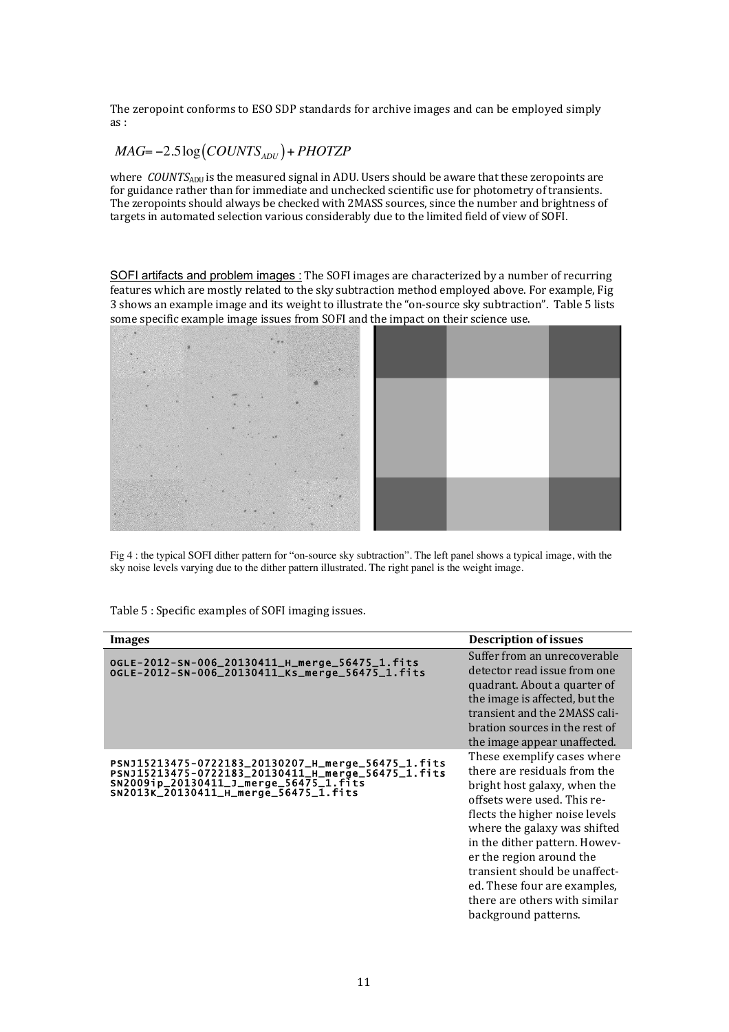The zeropoint conforms to ESO SDP standards for archive images and can be employed simply as :

$$MAG = -2.5\log\left(COUNTS_{ADU}\right) + PHOTZP$$

where $COUNTS_{ADU}$ is the measured signal in ADU. Users should be aware that these zeropoints are for guidance rather than for immediate and unchecked scientific use for photometry of transients. The zeropoints should always be checked with 2MASS sources, since the number and brightness of targets in automated selection various considerably due to the limited field of view of SOFI.

SOFI artifacts and problem images : The SOFI images are characterized by a number of recurring features which are mostly related to the sky subtraction method employed above. For example, Fig 3 shows an example image and its weight to illustrate the "on-source sky subtraction". Table 5 lists some specific example image issues from SOFI and the impact on their science use.

Fig 4 : the typical SOFI dither pattern for "on-source sky subtraction". The left panel shows a typical image, with the sky noise levels varying due to the dither pattern illustrated. The right panel is the weight image.

Table 5 : Specific examples of SOFI imaging issues.

| Images | Description of issues |
| --- | --- |
| OGLE-2012-SN-006_20130411_H_merge_56475_1.fits<br>OGLE-2012-SN-006_20130411_Ks_merge_56475_1.fits | Suffer from an unrecoverable detector read issue from one quadrant. About a quarter of the image is affected, but the transient and the 2MASS calibration sources in the rest of the image appear unaffected. |
| PSNJ15213475-0722183_20130207_H_merge_56475_1.fits<br>PSNJ15213475-0722183_20130411_H_merge_56475_1.fits<br>SN2009ip_20130411_J_merge_56475_1.fits<br>SN2013K_20130411_H_merge_56475_1.fits | These exemplify cases where there are residuals from the bright host galaxy, when the offsets were used. This reflects the higher noise levels where the galaxy was shifted in the dither pattern. However the region around the transient should be unaffected. These four are examples, there are others with similar background patterns. |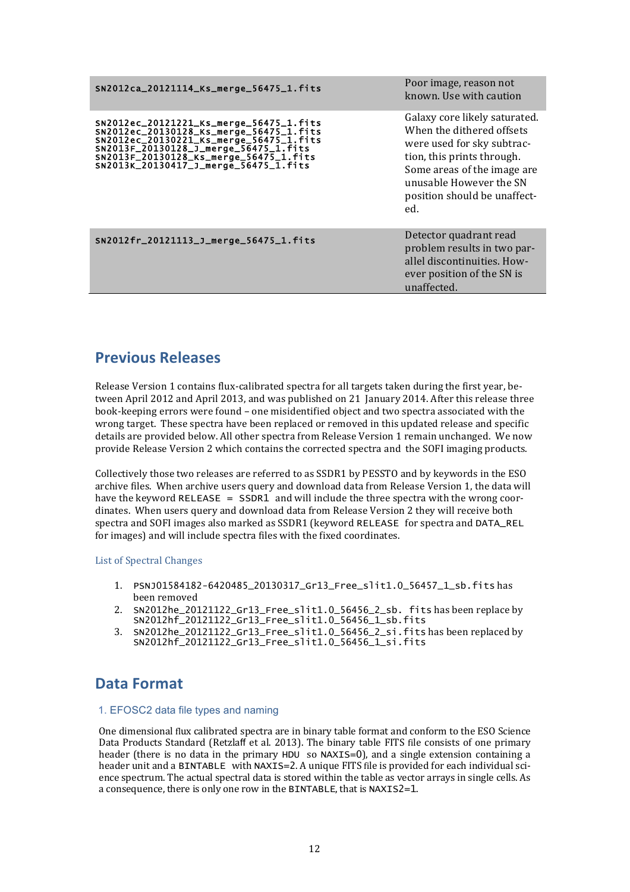| | |
|---|---|
| SN2012ca_20121114_Ks_merge_56475_1.fits | Poor image, reason not known. Use with caution |
| SN2012ec_20121221_Ks_merge_56475_1.fits<br>SN2012ec_20130128_Ks_merge_56475_1.fits<br>SN2012ec_20130221_Ks_merge_56475_1.fits<br>SN2013F_20130128_J_merge_56475_1.fits<br>SN2013F_20130128_Ks_merge_56475_1.fits<br>SN2013K_20130417_J_merge_56475_1.fits | Galaxy core likely saturated. When the dithered offsets were used for sky subtraction, this prints through. Some areas of the image are unusable However the SN position should be unaffected. |
| SN2012fr_20121113_J_merge_56475_1.fits | Detector quadrant read problem results in two parallel discontinuities. However position of the SN is unaffected. |

## Previous Releases

Release Version 1 contains flux-calibrated spectra for all targets taken during the first year, between April 2012 and April 2013, and was published on 21 January 2014. After this release three book-keeping errors were found – one misidentified object and two spectra associated with the wrong target. These spectra have been replaced or removed in this updated release and specific details are provided below. All other spectra from Release Version 1 remain unchanged. We now provide Release Version 2 which contains the corrected spectra and the SOFI imaging products.

Collectively those two releases are referred to as SSDR1 by PESSTO and by keywords in the ESO archive files. When archive users query and download data from Release Version 1, the data will have the keyword RELEASE = SSDR1 and will include the three spectra with the wrong coordinates. When users query and download data from Release Version 2 they will receive both spectra and SOFI images also marked as SSDR1 (keyword RELEASE for spectra and DATA_REL for images) and will include spectra files with the fixed coordinates.

### List of Spectral Changes

1. PSNJ01584182-6420485_20130317_Gr13_Free_slit1.0_56457_1_sb.fits has been removed
2. SN2012he_20121122_Gr13_Free_slit1.0_56456_2_sb. fits has been replace by SN2012hf_20121122_Gr13_Free_slit1.0_56456_1_sb.fits
3. SN2012he_20121122_Gr13_Free_slit1.0_56456_2_si.fits has been replaced by SN2012hf_20121122_Gr13_Free_slit1.0_56456_1_si.fits

## Data Format

### 1. EFOSC2 data file types and naming

One dimensional flux calibrated spectra are in binary table format and conform to the ESO Science Data Products Standard (Retzlaff et al. 2013). The binary table FITS file consists of one primary header (there is no data in the primary HDU so NAXIS=0), and a single extension containing a header unit and a BINTABLE with NAXIS=2. A unique FITS file is provided for each individual science spectrum. The actual spectral data is stored within the table as vector arrays in single cells. As a consequence, there is only one row in the BINTABLE, that is NAXIS2=1.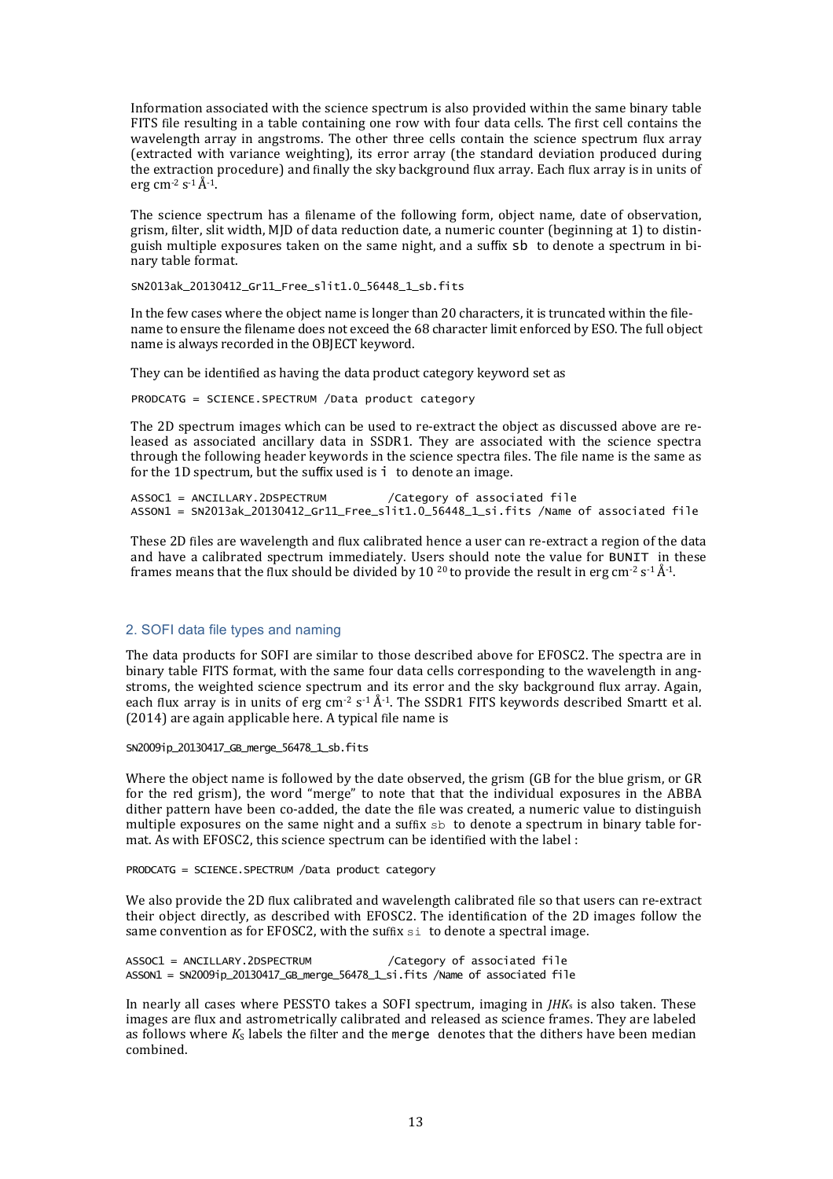Information associated with the science spectrum is also provided within the same binary table FITS file resulting in a table containing one row with four data cells. The first cell contains the wavelength array in angstroms. The other three cells contain the science spectrum flux array (extracted with variance weighting), its error array (the standard deviation produced during the extraction procedure) and finally the sky background flux array. Each flux array is in units of erg $cm^{-2}$ $s^{-1}$ $Å^{-1}$.

The science spectrum has a filename of the following form, object name, date of observation, grism, filter, slit width, MJD of data reduction date, a numeric counter (beginning at 1) to distinguish multiple exposures taken on the same night, and a suffix `sb` to denote a spectrum in binary table format.

```
SN2013ak_20130412_Gr11_Free_slit1.0_56448_1_sb.fits
```

In the few cases where the object name is longer than 20 characters, it is truncated within the filename to ensure the filename does not exceed the 68 character limit enforced by ESO. The full object name is always recorded in the OBJECT keyword.

They can be identified as having the data product category keyword set as

```
PRODCATG = SCIENCE.SPECTRUM /Data product category
```

The 2D spectrum images which can be used to re-extract the object as discussed above are released as associated ancillary data in SSDR1. They are associated with the science spectra through the following header keywords in the science spectra files. The file name is the same as for the 1D spectrum, but the suffix used is `i` to denote an image.

```
ASSOC1 = ANCILLARY.2DSPECTRUM         /Category of associated file
ASSON1 = SN2013ak_20130412_Gr11_Free_slit1.0_56448_1_si.fits /Name of associated file
```

These 2D files are wavelength and flux calibrated hence a user can re-extract a region of the data and have a calibrated spectrum immediately. Users should note the value for `BUNIT` in these frames means that the flux should be divided by $10^{20}$ to provide the result in erg $cm^{-2}$ $s^{-1}$ $Å^{-1}$.

## 2. SOFI data file types and naming

The data products for SOFI are similar to those described above for EFOSC2. The spectra are in binary table FITS format, with the same four data cells corresponding to the wavelength in angstroms, the weighted science spectrum and its error and the sky background flux array. Again, each flux array is in units of erg $cm^{-2}$ $s^{-1}$ $Å^{-1}$. The SSDR1 FITS keywords described Smartt et al. (2014) are again applicable here. A typical file name is

```
SN2009ip_20130417_GB_merge_56478_1_sb.fits
```

Where the object name is followed by the date observed, the grism (GB for the blue grism, or GR for the red grism), the word "merge" to note that that the individual exposures in the ABBA dither pattern have been co-added, the date the file was created, a numeric value to distinguish multiple exposures on the same night and a suffix `sb` to denote a spectrum in binary table format. As with EFOSC2, this science spectrum can be identified with the label :

```
PRODCATG = SCIENCE.SPECTRUM /Data product category
```

We also provide the 2D flux calibrated and wavelength calibrated file so that users can re-extract their object directly, as described with EFOSC2. The identification of the 2D images follow the same convention as for EFOSC2, with the suffix `si` to denote a spectral image.

```
ASSOC1 = ANCILLARY.2DSPECTRUM           /Category of associated file
ASSON1 = SN2009ip_20130417_GB_merge_56478_1_si.fits /Name of associated file
```

In nearly all cases where PESSTO takes a SOFI spectrum, imaging in $JHK_s$ is also taken. These images are flux and astrometrically calibrated and released as science frames. They are labeled as follows where $K_S$ labels the filter and the `merge` denotes that the dithers have been median combined.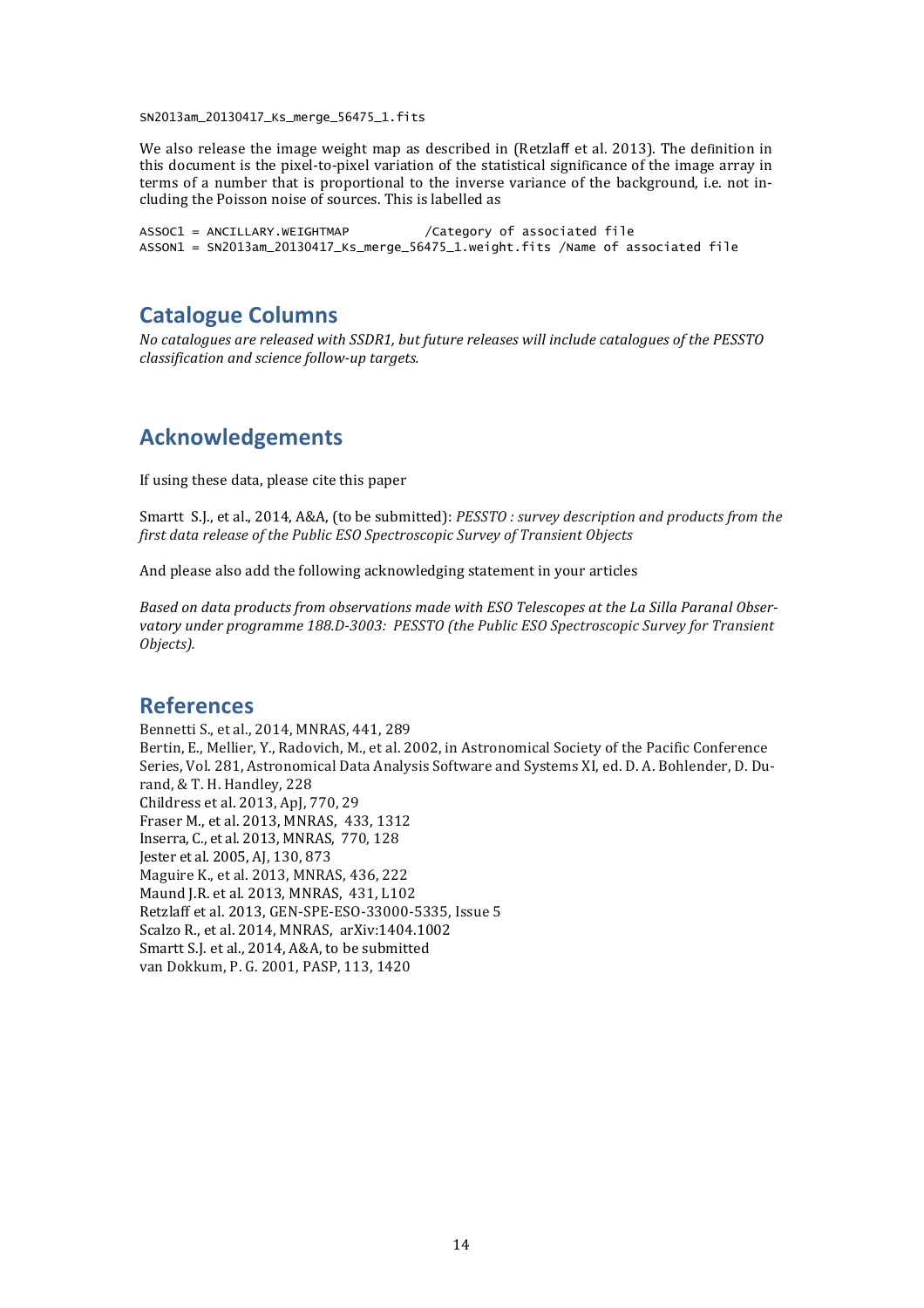```
SN2013am_20130417_Ks_merge_56475_1.fits
```

We also release the image weight map as described in (Retzlaff et al. 2013). The definition in this document is the pixel-to-pixel variation of the statistical significance of the image array in terms of a number that is proportional to the inverse variance of the background, i.e. not including the Poisson noise of sources. This is labelled as

```
ASSOC1 = ANCILLARY.WEIGHTMAP          /Category of associated file
ASSON1 = SN2013am_20130417_Ks_merge_56475_1.weight.fits /Name of associated file
```

## Catalogue Columns

*No catalogues are released with SSDR1, but future releases will include catalogues of the PESSTO classification and science follow-up targets.*

## Acknowledgements

If using these data, please cite this paper

Smartt S.J., et al., 2014, A&A, (to be submitted): *PESSTO : survey description and products from the first data release of the Public ESO Spectroscopic Survey of Transient Objects*

And please also add the following acknowledging statement in your articles

*Based on data products from observations made with ESO Telescopes at the La Silla Paranal Observatory under programme 188.D-3003: PESSTO (the Public ESO Spectroscopic Survey for Transient Objects).*

## References

Bennetti S., et al., 2014, MNRAS, 441, 289
Bertin, E., Mellier, Y., Radovich, M., et al. 2002, in Astronomical Society of the Pacific Conference Series, Vol. 281, Astronomical Data Analysis Software and Systems XI, ed. D. A. Bohlender, D. Durand, & T. H. Handley, 228
Childress et al. 2013, ApJ, 770, 29
Fraser M., et al. 2013, MNRAS, 433, 1312
Inserra, C., et al. 2013, MNRAS, 770, 128
Jester et al. 2005, AJ, 130, 873
Maguire K., et al. 2013, MNRAS, 436, 222
Maund J.R. et al. 2013, MNRAS, 431, L102
Retzlaff et al. 2013, GEN-SPE-ESO-33000-5335, Issue 5
Scalzo R., et al. 2014, MNRAS, arXiv:1404.1002
Smartt S.J. et al., 2014, A&A, to be submitted
van Dokkum, P. G. 2001, PASP, 113, 1420